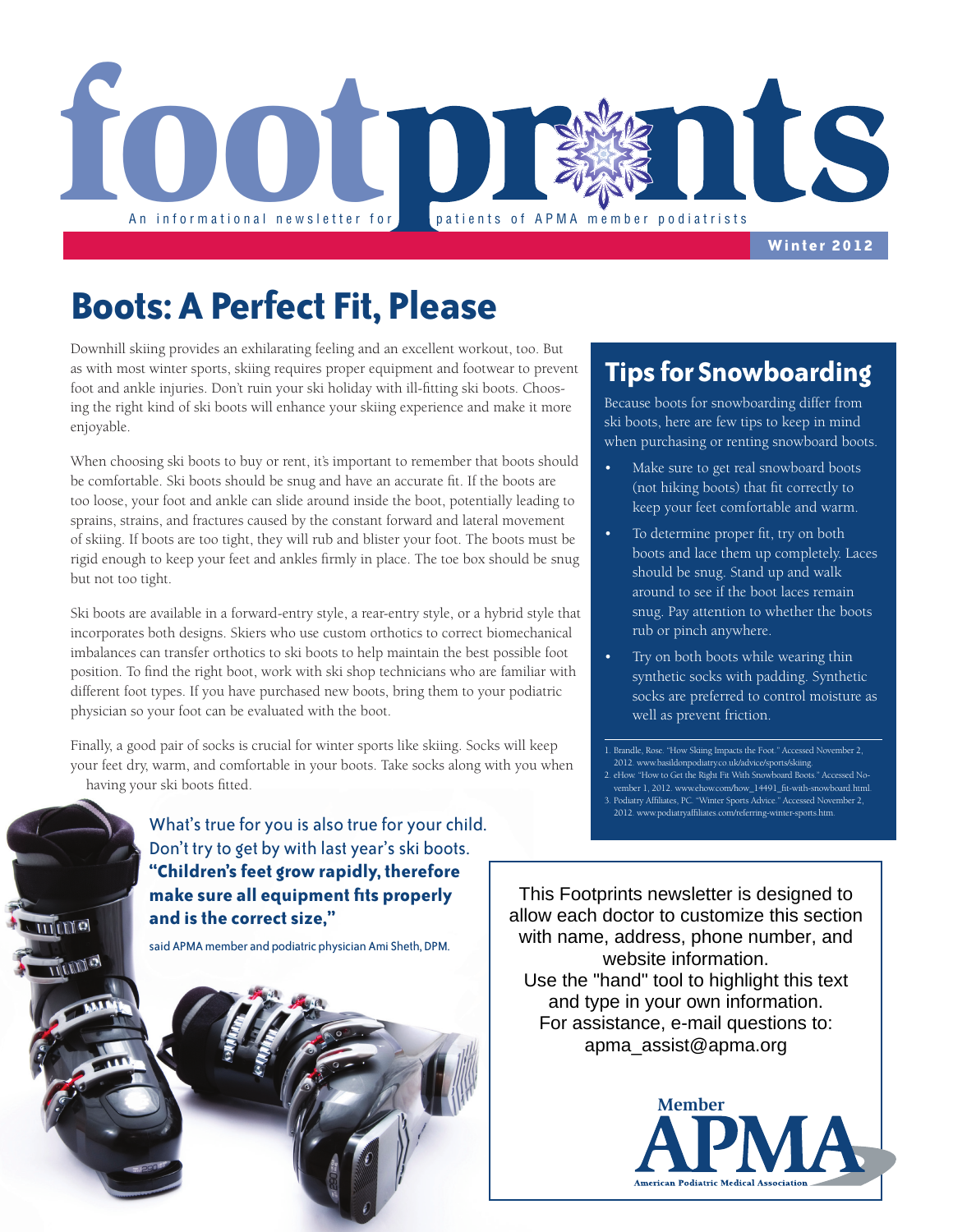# footprints

An informational newsletter for patients of APMA member podiatrists

**Winter 2012**

## Boots: A Perfect Fit, Please

Downhill skiing provides an exhilarating feeling and an excellent workout, too. But as with most winter sports, skiing requires proper equipment and footwear to prevent foot and ankle injuries. Don't ruin your ski holiday with ill-fitting ski boots. Choosing the right kind of ski boots will enhance your skiing experience and make it more enjoyable.

When choosing ski boots to buy or rent, it's important to remember that boots should be comfortable. Ski boots should be snug and have an accurate fit. If the boots are too loose, your foot and ankle can slide around inside the boot, potentially leading to sprains, strains, and fractures caused by the constant forward and lateral movement of skiing. If boots are too tight, they will rub and blister your foot. The boots must be rigid enough to keep your feet and ankles firmly in place. The toe box should be snug but not too tight.

Ski boots are available in a forward-entry style, a rear-entry style, or a hybrid style that incorporates both designs. Skiers who use custom orthotics to correct biomechanical imbalances can transfer orthotics to ski boots to help maintain the best possible foot position. To find the right boot, work with ski shop technicians who are familiar with different foot types. If you have purchased new boots, bring them to your podiatric physician so your foot can be evaluated with the boot.

Finally, a good pair of socks is crucial for winter sports like skiing. Socks will keep your feet dry, warm, and comfortable in your boots. Take socks along with you when having your ski boots fitted.

What's true for you is also true for your child. Don't try to get by with last year's ski boots. **"Children's feet grow rapidly, therefore make sure all equipment fits properly and is the correct size,"** said APMA member and podiatric physician Ami Sheth, DPM.

## Tips for Snowboarding

Because boots for snowboarding differ from ski boots, here are few tips to keep in mind when purchasing or renting snowboard boots.

- Make sure to get real snowboard boots (not hiking boots) that fit correctly to keep your feet comfortable and warm.
- To determine proper fit, try on both boots and lace them up completely. Laces should be snug. Stand up and walk around to see if the boot laces remain snug. Pay attention to whether the boots rub or pinch anywhere.
- Try on both boots while wearing thin synthetic socks with padding. Synthetic socks are preferred to control moisture as well as prevent friction.

1. Brandle, Rose. "How Skiing Impacts the Foot." Accessed November 2, 2012. www.basildonpodiatry.co.uk/advice/sports/skiing.
2. eHow. "How to Get the Right Fit With Snowboard Boots." Accessed November 1, 2012. www.ehow.com/how_14491_fit-with-snowboard.html.
3. Podiatry Affiliates, PC. "Winter Sports Advice." Accessed November 2, 2012. www.podiatryaffiliates.com/referring-winter-sports.htm.

This Footprints newsletter is designed to allow each doctor to customize this section with name, address, phone number, and website information.
Use the "hand" tool to highlight this text and type in your own information.
For assistance, e-mail questions to: apma_assist@apma.org

Member APMA
American Podiatric Medical Association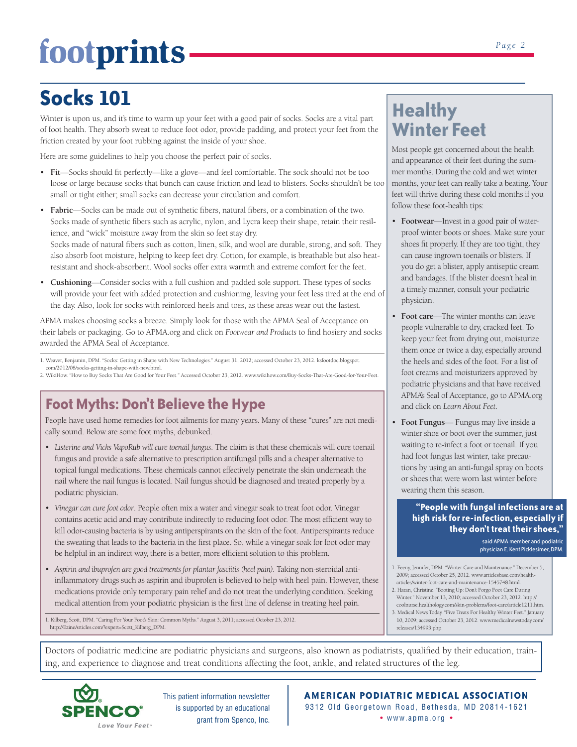# footprints

## Socks 101

Winter is upon us, and it's time to warm up your feet with a good pair of socks. Socks are a vital part of foot health. They absorb sweat to reduce foot odor, provide padding, and protect your feet from the friction created by your foot rubbing against the inside of your shoe.

Here are some guidelines to help you choose the perfect pair of socks.

- **Fit**—Socks should fit perfectly—like a glove—and feel comfortable. The sock should not be too loose or large because socks that bunch can cause friction and lead to blisters. Socks shouldn't be too small or tight either; small socks can decrease your circulation and comfort.
- **Fabric**—Socks can be made out of synthetic fibers, natural fibers, or a combination of the two. Socks made of synthetic fibers such as acrylic, nylon, and Lycra keep their shape, retain their resilience, and "wick" moisture away from the skin so feet stay dry.
  Socks made of natural fibers such as cotton, linen, silk, and wool are durable, strong, and soft. They also absorb foot moisture, helping to keep feet dry. Cotton, for example, is breathable but also heat-resistant and shock-absorbent. Wool socks offer extra warmth and extreme comfort for the feet.
- **Cushioning**—Consider socks with a full cushion and padded sole support. These types of socks will provide your feet with added protection and cushioning, leaving your feet less tired at the end of the day. Also, look for socks with reinforced heels and toes, as these areas wear out the fastest.

APMA makes choosing socks a breeze. Simply look for those with the APMA Seal of Acceptance on their labels or packaging. Go to APMA.org and click on *Footwear and Products* to find hosiery and socks awarded the APMA Seal of Acceptance.

1. Weaver, Benjamin, DPM. "Socks: Getting in Shape with New Technologies." August 31, 2012; accessed October 23, 2012. ksfootdoc.blogspot.com/2012/08/socks-getting-in-shape-with-new.html.
2. WikiHow. "How to Buy Socks That Are Good for Your Feet." Accessed October 23, 2012. www.wikihow.com/Buy-Socks-That-Are-Good-for-Your-Feet.

## Foot Myths: Don't Believe the Hype

People have used home remedies for foot ailments for many years. Many of these "cures" are not medically sound. Below are some foot myths, debunked.

- *Listerine and Vicks VapoRub will cure toenail fungus.* The claim is that these chemicals will cure toenail fungus and provide a safe alternative to prescription antifungal pills and a cheaper alternative to topical fungal medications. These chemicals cannot effectively penetrate the skin underneath the nail where the nail fungus is located. Nail fungus should be diagnosed and treated properly by a podiatric physician.
- *Vinegar can cure foot odor*. People often mix a water and vinegar soak to treat foot odor. Vinegar contains acetic acid and may contribute indirectly to reducing foot odor. The most efficient way to kill odor-causing bacteria is by using antiperspirants on the skin of the foot. Antiperspirants reduce the sweating that leads to the bacteria in the first place. So, while a vinegar soak for foot odor may be helpful in an indirect way, there is a better, more efficient solution to this problem.
- *Aspirin and ibuprofen are good treatments for plantar fasciitis (heel pain).* Taking non-steroidal anti-inflammatory drugs such as aspirin and ibuprofen is believed to help with heel pain. However, these medications provide only temporary pain relief and do not treat the underlying condition. Seeking medical attention from your podiatric physician is the first line of defense in treating heel pain.

1. Kilberg, Scott, DPM. "Caring For Your Foot's Skin: Common Myths." August 3, 2011; accessed October 23, 2012. http://EzineArticles.com/?expert=Scott_Kilberg_DPM.

## Healthy Winter Feet

Most people get concerned about the health and appearance of their feet during the summer months. During the cold and wet winter months, your feet can really take a beating. Your feet will thrive during these cold months if you follow these foot-health tips:

- **Footwear**—Invest in a good pair of waterproof winter boots or shoes. Make sure your shoes fit properly. If they are too tight, they can cause ingrown toenails or blisters. If you do get a blister, apply antiseptic cream and bandages. If the blister doesn't heal in a timely manner, consult your podiatric physician.
- **Foot care**—The winter months can leave people vulnerable to dry, cracked feet. To keep your feet from drying out, moisturize them once or twice a day, especially around the heels and sides of the foot. For a list of foot creams and moisturizers approved by podiatric physicians and that have received APMA's Seal of Acceptance, go to APMA.org and click on *Learn About Feet*.
- **Foot Fungus**— Fungus may live inside a winter shoe or boot over the summer, just waiting to re-infect a foot or toenail. If you had foot fungus last winter, take precautions by using an anti-fungal spray on boots or shoes that were worn last winter before wearing them this season.

**"People with fungal infections are at high risk for re-infection, especially if they don't treat their shoes,"**

said APMA member and podiatric physician E. Kent Picklesimer, DPM.

1. Feeny, Jennifer, DPM. "Winter Care and Maintenance." December 5, 2009; accessed October 25, 2012. www.articlesbase.com/health-articles/winter-foot-care-and-maintenance-1545748.html.
2. Haran, Christine. "Booting Up: Don't Forgo Foot Care During Winter." November 13, 2010; accessed October 23, 2012. http://coolnurse.healthology.com/skin-problems/foot-care/article1211.htm.
3. Medical News Today. "Five Treats For Healthy Winter Feet." January 10, 2009; accessed October 23, 2012. www.medicalnewstoday.com/releases/134993.php.

Doctors of podiatric medicine are podiatric physicians and surgeons, also known as podiatrists, qualified by their education, training, and experience to diagnose and treat conditions affecting the foot, ankle, and related structures of the leg.

SPENCO® Love Your Feet™

This patient information newsletter is supported by an educational grant from Spenco, Inc.

**AMERICAN PODIATRIC MEDICAL ASSOCIATION**
9312 Old Georgetown Road, Bethesda, MD 20814-1621
• www.apma.org •